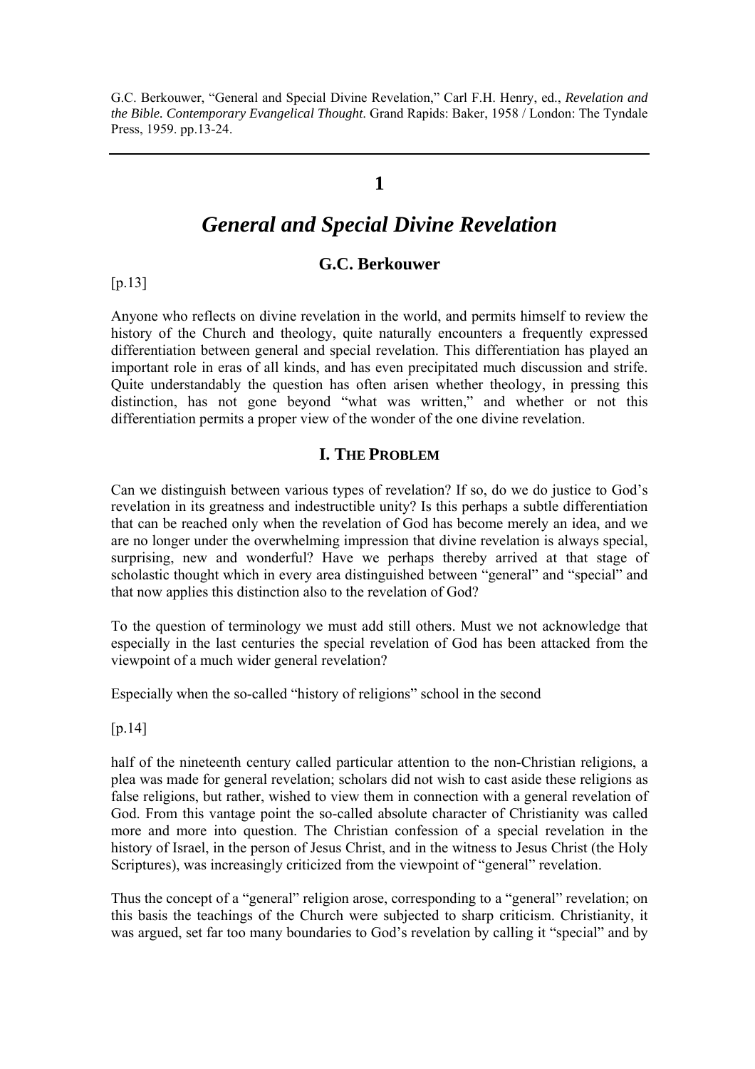G.C. Berkouwer, "General and Special Divine Revelation," Carl F.H. Henry, ed., *Revelation and the Bible. Contemporary Evangelical Thought*. Grand Rapids: Baker, 1958 / London: The Tyndale Press, 1959. pp.13-24.

---

**1**

# *General and Special Divine Revelation*

## G.C. Berkouwer

[p.13]

Anyone who reflects on divine revelation in the world, and permits himself to review the history of the Church and theology, quite naturally encounters a frequently expressed differentiation between general and special revelation. This differentiation has played an important role in eras of all kinds, and has even precipitated much discussion and strife. Quite understandably the question has often arisen whether theology, in pressing this distinction, has not gone beyond "what was written," and whether or not this differentiation permits a proper view of the wonder of the one divine revelation.

### I. The Problem

Can we distinguish between various types of revelation? If so, do we do justice to God's revelation in its greatness and indestructible unity? Is this perhaps a subtle differentiation that can be reached only when the revelation of God has become merely an idea, and we are no longer under the overwhelming impression that divine revelation is always special, surprising, new and wonderful? Have we perhaps thereby arrived at that stage of scholastic thought which in every area distinguished between "general" and "special" and that now applies this distinction also to the revelation of God?

To the question of terminology we must add still others. Must we not acknowledge that especially in the last centuries the special revelation of God has been attacked from the viewpoint of a much wider general revelation?

Especially when the so-called "history of religions" school in the second

[p.14]

half of the nineteenth century called particular attention to the non-Christian religions, a plea was made for general revelation; scholars did not wish to cast aside these religions as false religions, but rather, wished to view them in connection with a general revelation of God. From this vantage point the so-called absolute character of Christianity was called more and more into question. The Christian confession of a special revelation in the history of Israel, in the person of Jesus Christ, and in the witness to Jesus Christ (the Holy Scriptures), was increasingly criticized from the viewpoint of "general" revelation.

Thus the concept of a "general" religion arose, corresponding to a "general" revelation; on this basis the teachings of the Church were subjected to sharp criticism. Christianity, it was argued, set far too many boundaries to God's revelation by calling it "special" and by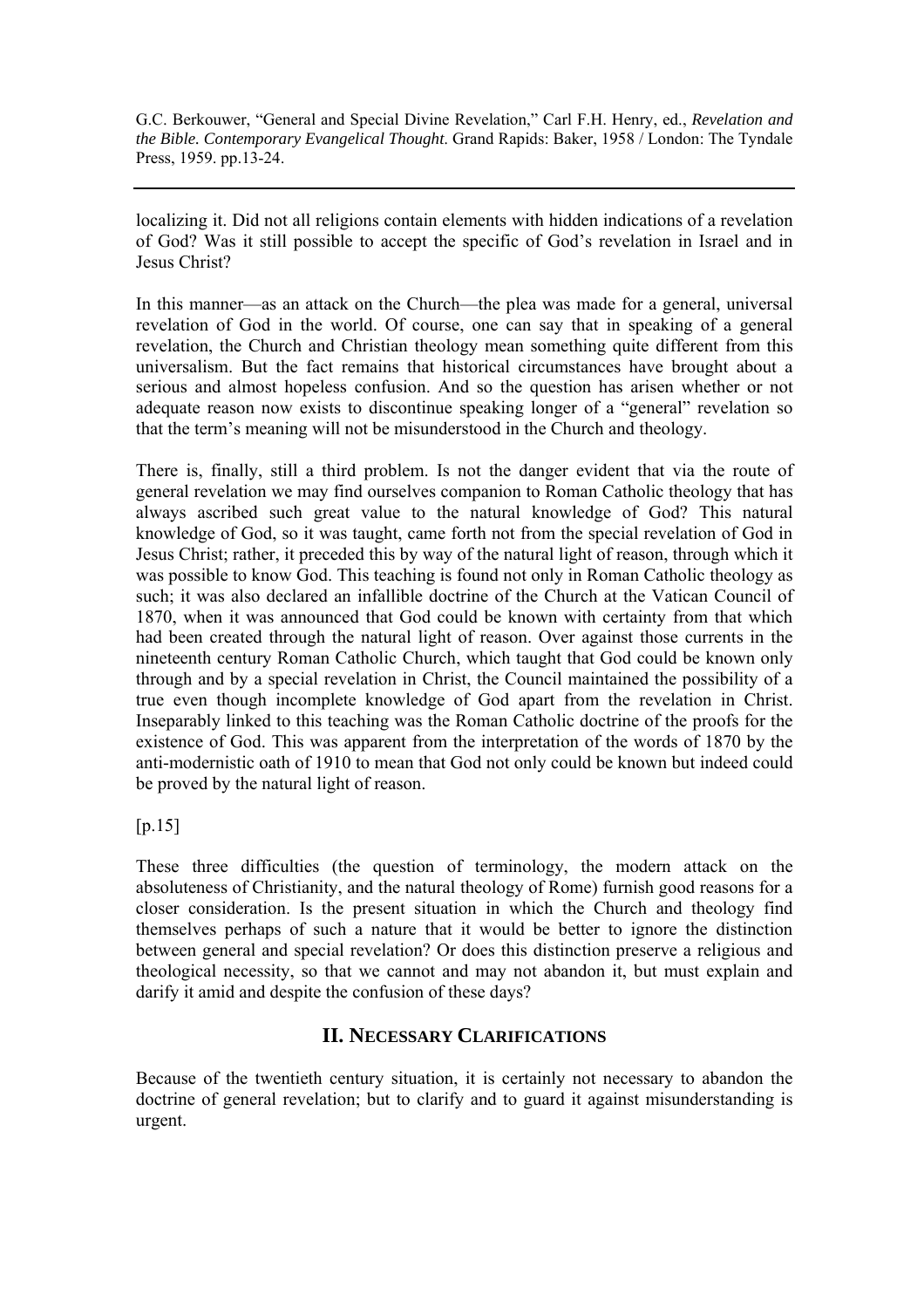localizing it. Did not all religions contain elements with hidden indications of a revelation of God? Was it still possible to accept the specific of God's revelation in Israel and in Jesus Christ?

In this manner—as an attack on the Church—the plea was made for a general, universal revelation of God in the world. Of course, one can say that in speaking of a general revelation, the Church and Christian theology mean something quite different from this universalism. But the fact remains that historical circumstances have brought about a serious and almost hopeless confusion. And so the question has arisen whether or not adequate reason now exists to discontinue speaking longer of a "general" revelation so that the term's meaning will not be misunderstood in the Church and theology.

There is, finally, still a third problem. Is not the danger evident that via the route of general revelation we may find ourselves companion to Roman Catholic theology that has always ascribed such great value to the natural knowledge of God? This natural knowledge of God, so it was taught, came forth not from the special revelation of God in Jesus Christ; rather, it preceded this by way of the natural light of reason, through which it was possible to know God. This teaching is found not only in Roman Catholic theology as such; it was also declared an infallible doctrine of the Church at the Vatican Council of 1870, when it was announced that God could be known with certainty from that which had been created through the natural light of reason. Over against those currents in the nineteenth century Roman Catholic Church, which taught that God could be known only through and by a special revelation in Christ, the Council maintained the possibility of a true even though incomplete knowledge of God apart from the revelation in Christ. Inseparably linked to this teaching was the Roman Catholic doctrine of the proofs for the existence of God. This was apparent from the interpretation of the words of 1870 by the anti-modernistic oath of 1910 to mean that God not only could be known but indeed could be proved by the natural light of reason.

[p.15]

These three difficulties (the question of terminology, the modern attack on the absoluteness of Christianity, and the natural theology of Rome) furnish good reasons for a closer consideration. Is the present situation in which the Church and theology find themselves perhaps of such a nature that it would be better to ignore the distinction between general and special revelation? Or does this distinction preserve a religious and theological necessity, so that we cannot and may not abandon it, but must explain and darify it amid and despite the confusion of these days?

## II. Necessary Clarifications

Because of the twentieth century situation, it is certainly not necessary to abandon the doctrine of general revelation; but to clarify and to guard it against misunderstanding is urgent.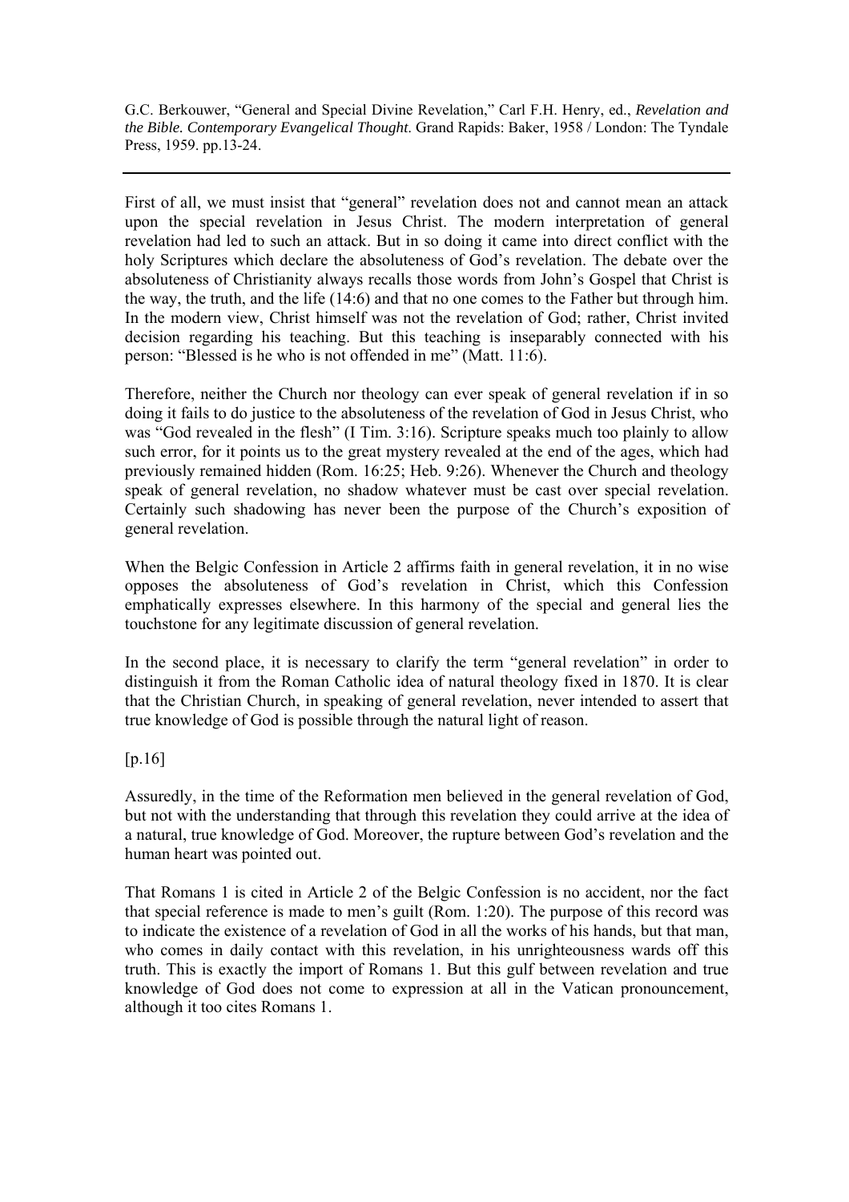First of all, we must insist that "general" revelation does not and cannot mean an attack upon the special revelation in Jesus Christ. The modern interpretation of general revelation had led to such an attack. But in so doing it came into direct conflict with the holy Scriptures which declare the absoluteness of God's revelation. The debate over the absoluteness of Christianity always recalls those words from John's Gospel that Christ is the way, the truth, and the life (14:6) and that no one comes to the Father but through him. In the modern view, Christ himself was not the revelation of God; rather, Christ invited decision regarding his teaching. But this teaching is inseparably connected with his person: "Blessed is he who is not offended in me" (Matt. 11:6).

Therefore, neither the Church nor theology can ever speak of general revelation if in so doing it fails to do justice to the absoluteness of the revelation of God in Jesus Christ, who was "God revealed in the flesh" (I Tim. 3:16). Scripture speaks much too plainly to allow such error, for it points us to the great mystery revealed at the end of the ages, which had previously remained hidden (Rom. 16:25; Heb. 9:26). Whenever the Church and theology speak of general revelation, no shadow whatever must be cast over special revelation. Certainly such shadowing has never been the purpose of the Church's exposition of general revelation.

When the Belgic Confession in Article 2 affirms faith in general revelation, it in no wise opposes the absoluteness of God's revelation in Christ, which this Confession emphatically expresses elsewhere. In this harmony of the special and general lies the touchstone for any legitimate discussion of general revelation.

In the second place, it is necessary to clarify the term "general revelation" in order to distinguish it from the Roman Catholic idea of natural theology fixed in 1870. It is clear that the Christian Church, in speaking of general revelation, never intended to assert that true knowledge of God is possible through the natural light of reason.

[p.16]

Assuredly, in the time of the Reformation men believed in the general revelation of God, but not with the understanding that through this revelation they could arrive at the idea of a natural, true knowledge of God. Moreover, the rupture between God's revelation and the human heart was pointed out.

That Romans 1 is cited in Article 2 of the Belgic Confession is no accident, nor the fact that special reference is made to men's guilt (Rom. 1:20). The purpose of this record was to indicate the existence of a revelation of God in all the works of his hands, but that man, who comes in daily contact with this revelation, in his unrighteousness wards off this truth. This is exactly the import of Romans 1. But this gulf between revelation and true knowledge of God does not come to expression at all in the Vatican pronouncement, although it too cites Romans 1.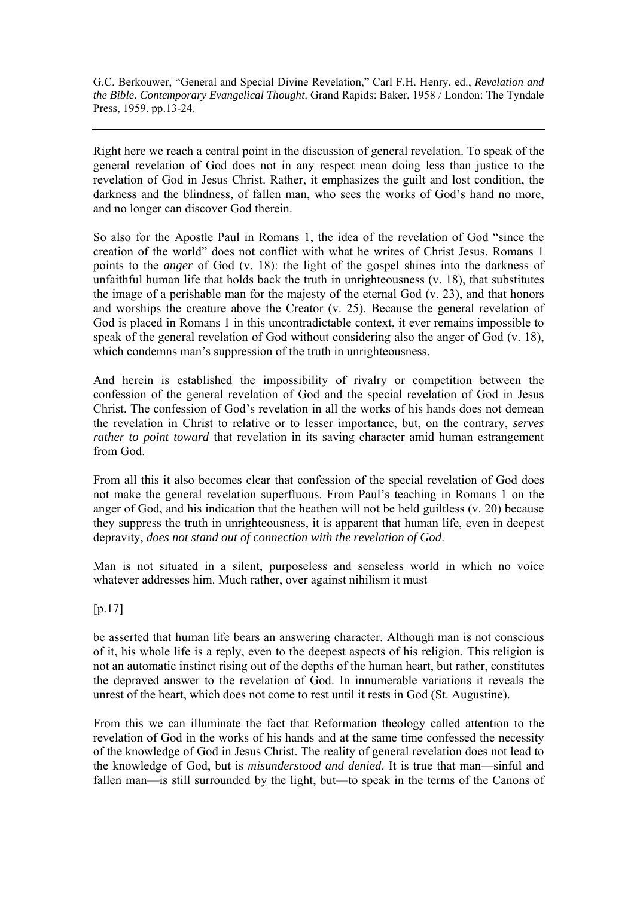Right here we reach a central point in the discussion of general revelation. To speak of the general revelation of God does not in any respect mean doing less than justice to the revelation of God in Jesus Christ. Rather, it emphasizes the guilt and lost condition, the darkness and the blindness, of fallen man, who sees the works of God's hand no more, and no longer can discover God therein.

So also for the Apostle Paul in Romans 1, the idea of the revelation of God "since the creation of the world" does not conflict with what he writes of Christ Jesus. Romans 1 points to the *anger* of God (v. 18): the light of the gospel shines into the darkness of unfaithful human life that holds back the truth in unrighteousness (v. 18), that substitutes the image of a perishable man for the majesty of the eternal God (v. 23), and that honors and worships the creature above the Creator (v. 25). Because the general revelation of God is placed in Romans 1 in this uncontradictable context, it ever remains impossible to speak of the general revelation of God without considering also the anger of God (v. 18), which condemns man's suppression of the truth in unrighteousness.

And herein is established the impossibility of rivalry or competition between the confession of the general revelation of God and the special revelation of God in Jesus Christ. The confession of God's revelation in all the works of his hands does not demean the revelation in Christ to relative or to lesser importance, but, on the contrary, *serves rather to point toward* that revelation in its saving character amid human estrangement from God.

From all this it also becomes clear that confession of the special revelation of God does not make the general revelation superfluous. From Paul's teaching in Romans 1 on the anger of God, and his indication that the heathen will not be held guiltless (v. 20) because they suppress the truth in unrighteousness, it is apparent that human life, even in deepest depravity, *does not stand out of connection with the revelation of God*.

Man is not situated in a silent, purposeless and senseless world in which no voice whatever addresses him. Much rather, over against nihilism it must

[p.17]

be asserted that human life bears an answering character. Although man is not conscious of it, his whole life is a reply, even to the deepest aspects of his religion. This religion is not an automatic instinct rising out of the depths of the human heart, but rather, constitutes the depraved answer to the revelation of God. In innumerable variations it reveals the unrest of the heart, which does not come to rest until it rests in God (St. Augustine).

From this we can illuminate the fact that Reformation theology called attention to the revelation of God in the works of his hands and at the same time confessed the necessity of the knowledge of God in Jesus Christ. The reality of general revelation does not lead to the knowledge of God, but is *misunderstood and denied*. It is true that man—sinful and fallen man—is still surrounded by the light, but—to speak in the terms of the Canons of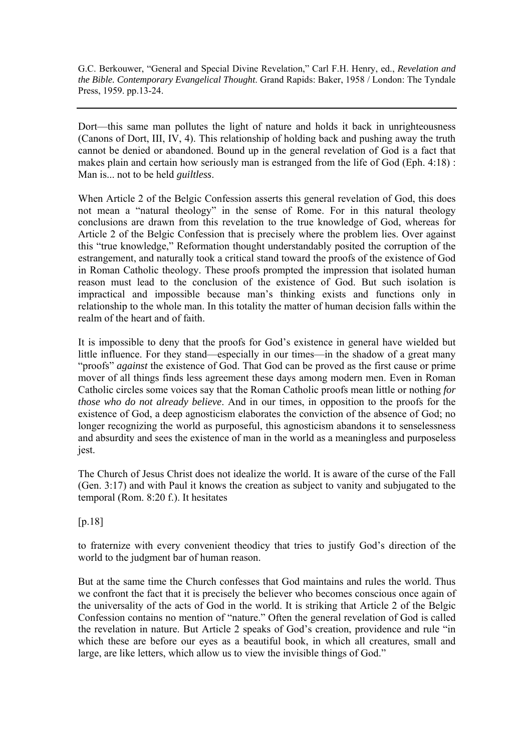Dort—this same man pollutes the light of nature and holds it back in unrighteousness (Canons of Dort, III, IV, 4). This relationship of holding back and pushing away the truth cannot be denied or abandoned. Bound up in the general revelation of God is a fact that makes plain and certain how seriously man is estranged from the life of God (Eph. 4:18) : Man is... not to be held *guiltless*.

When Article 2 of the Belgic Confession asserts this general revelation of God, this does not mean a "natural theology" in the sense of Rome. For in this natural theology conclusions are drawn from this revelation to the true knowledge of God, whereas for Article 2 of the Belgic Confession that is precisely where the problem lies. Over against this "true knowledge," Reformation thought understandably posited the corruption of the estrangement, and naturally took a critical stand toward the proofs of the existence of God in Roman Catholic theology. These proofs prompted the impression that isolated human reason must lead to the conclusion of the existence of God. But such isolation is impractical and impossible because man's thinking exists and functions only in relationship to the whole man. In this totality the matter of human decision falls within the realm of the heart and of faith.

It is impossible to deny that the proofs for God's existence in general have wielded but little influence. For they stand—especially in our times—in the shadow of a great many "proofs" *against* the existence of God. That God can be proved as the first cause or prime mover of all things finds less agreement these days among modern men. Even in Roman Catholic circles some voices say that the Roman Catholic proofs mean little or nothing *for those who do not already believe*. And in our times, in opposition to the proofs for the existence of God, a deep agnosticism elaborates the conviction of the absence of God; no longer recognizing the world as purposeful, this agnosticism abandons it to senselessness and absurdity and sees the existence of man in the world as a meaningless and purposeless jest.

The Church of Jesus Christ does not idealize the world. It is aware of the curse of the Fall (Gen. 3:17) and with Paul it knows the creation as subject to vanity and subjugated to the temporal (Rom. 8:20 f.). It hesitates

[p.18]

to fraternize with every convenient theodicy that tries to justify God's direction of the world to the judgment bar of human reason.

But at the same time the Church confesses that God maintains and rules the world. Thus we confront the fact that it is precisely the believer who becomes conscious once again of the universality of the acts of God in the world. It is striking that Article 2 of the Belgic Confession contains no mention of "nature." Often the general revelation of God is called the revelation in nature. But Article 2 speaks of God's creation, providence and rule "in which these are before our eyes as a beautiful book, in which all creatures, small and large, are like letters, which allow us to view the invisible things of God."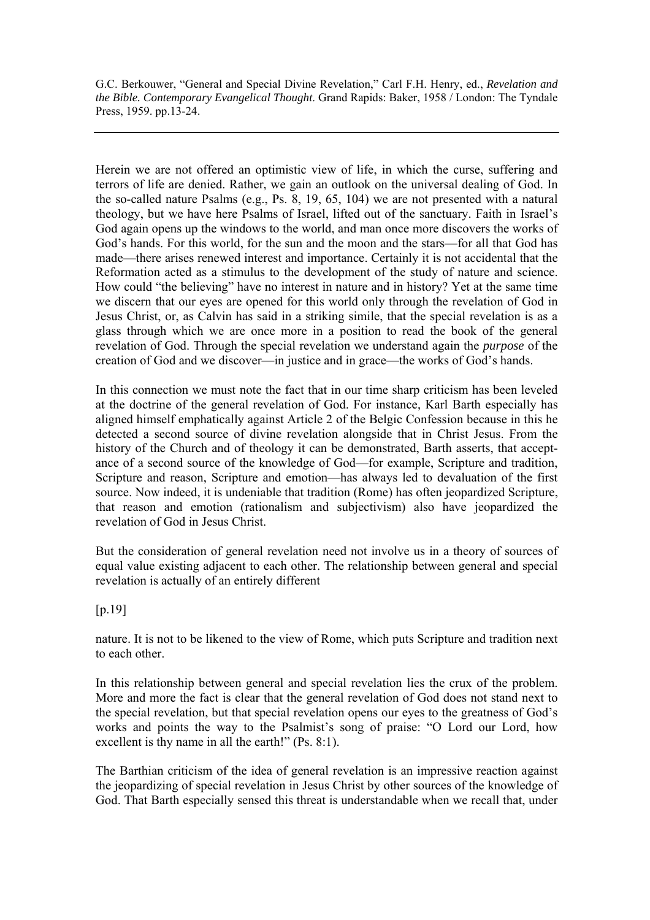Herein we are not offered an optimistic view of life, in which the curse, suffering and terrors of life are denied. Rather, we gain an outlook on the universal dealing of God. In the so-called nature Psalms (e.g., Ps. 8, 19, 65, 104) we are not presented with a natural theology, but we have here Psalms of Israel, lifted out of the sanctuary. Faith in Israel's God again opens up the windows to the world, and man once more discovers the works of God's hands. For this world, for the sun and the moon and the stars—for all that God has made—there arises renewed interest and importance. Certainly it is not accidental that the Reformation acted as a stimulus to the development of the study of nature and science. How could "the believing" have no interest in nature and in history? Yet at the same time we discern that our eyes are opened for this world only through the revelation of God in Jesus Christ, or, as Calvin has said in a striking simile, that the special revelation is as a glass through which we are once more in a position to read the book of the general revelation of God. Through the special revelation we understand again the *purpose* of the creation of God and we discover—in justice and in grace—the works of God's hands.

In this connection we must note the fact that in our time sharp criticism has been leveled at the doctrine of the general revelation of God. For instance, Karl Barth especially has aligned himself emphatically against Article 2 of the Belgic Confession because in this he detected a second source of divine revelation alongside that in Christ Jesus. From the history of the Church and of theology it can be demonstrated, Barth asserts, that acceptance of a second source of the knowledge of God—for example, Scripture and tradition, Scripture and reason, Scripture and emotion—has always led to devaluation of the first source. Now indeed, it is undeniable that tradition (Rome) has often jeopardized Scripture, that reason and emotion (rationalism and subjectivism) also have jeopardized the revelation of God in Jesus Christ.

But the consideration of general revelation need not involve us in a theory of sources of equal value existing adjacent to each other. The relationship between general and special revelation is actually of an entirely different

[p.19]

nature. It is not to be likened to the view of Rome, which puts Scripture and tradition next to each other.

In this relationship between general and special revelation lies the crux of the problem. More and more the fact is clear that the general revelation of God does not stand next to the special revelation, but that special revelation opens our eyes to the greatness of God's works and points the way to the Psalmist's song of praise: "O Lord our Lord, how excellent is thy name in all the earth!" (Ps. 8:1).

The Barthian criticism of the idea of general revelation is an impressive reaction against the jeopardizing of special revelation in Jesus Christ by other sources of the knowledge of God. That Barth especially sensed this threat is understandable when we recall that, under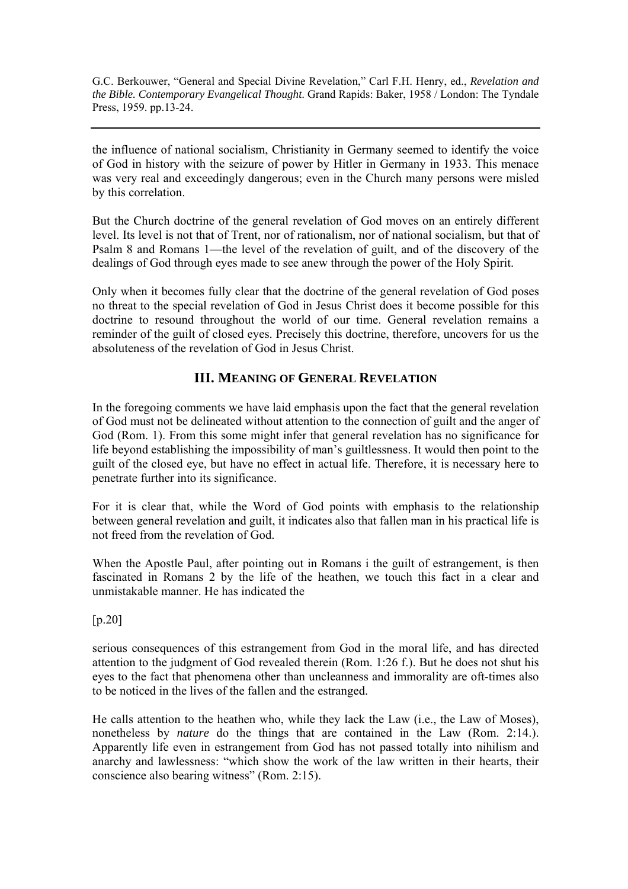the influence of national socialism, Christianity in Germany seemed to identify the voice of God in history with the seizure of power by Hitler in Germany in 1933. This menace was very real and exceedingly dangerous; even in the Church many persons were misled by this correlation.

But the Church doctrine of the general revelation of God moves on an entirely different level. Its level is not that of Trent, nor of rationalism, nor of national socialism, but that of Psalm 8 and Romans 1—the level of the revelation of guilt, and of the discovery of the dealings of God through eyes made to see anew through the power of the Holy Spirit.

Only when it becomes fully clear that the doctrine of the general revelation of God poses no threat to the special revelation of God in Jesus Christ does it become possible for this doctrine to resound throughout the world of our time. General revelation remains a reminder of the guilt of closed eyes. Precisely this doctrine, therefore, uncovers for us the absoluteness of the revelation of God in Jesus Christ.

## III. Meaning of General Revelation

In the foregoing comments we have laid emphasis upon the fact that the general revelation of God must not be delineated without attention to the connection of guilt and the anger of God (Rom. 1). From this some might infer that general revelation has no significance for life beyond establishing the impossibility of man's guiltlessness. It would then point to the guilt of the closed eye, but have no effect in actual life. Therefore, it is necessary here to penetrate further into its significance.

For it is clear that, while the Word of God points with emphasis to the relationship between general revelation and guilt, it indicates also that fallen man in his practical life is not freed from the revelation of God.

When the Apostle Paul, after pointing out in Romans i the guilt of estrangement, is then fascinated in Romans 2 by the life of the heathen, we touch this fact in a clear and unmistakable manner. He has indicated the

[p.20]

serious consequences of this estrangement from God in the moral life, and has directed attention to the judgment of God revealed therein (Rom. 1:26 f.). But he does not shut his eyes to the fact that phenomena other than uncleanness and immorality are oft-times also to be noticed in the lives of the fallen and the estranged.

He calls attention to the heathen who, while they lack the Law (i.e., the Law of Moses), nonetheless by *nature* do the things that are contained in the Law (Rom. 2:14.). Apparently life even in estrangement from God has not passed totally into nihilism and anarchy and lawlessness: "which show the work of the law written in their hearts, their conscience also bearing witness" (Rom. 2:15).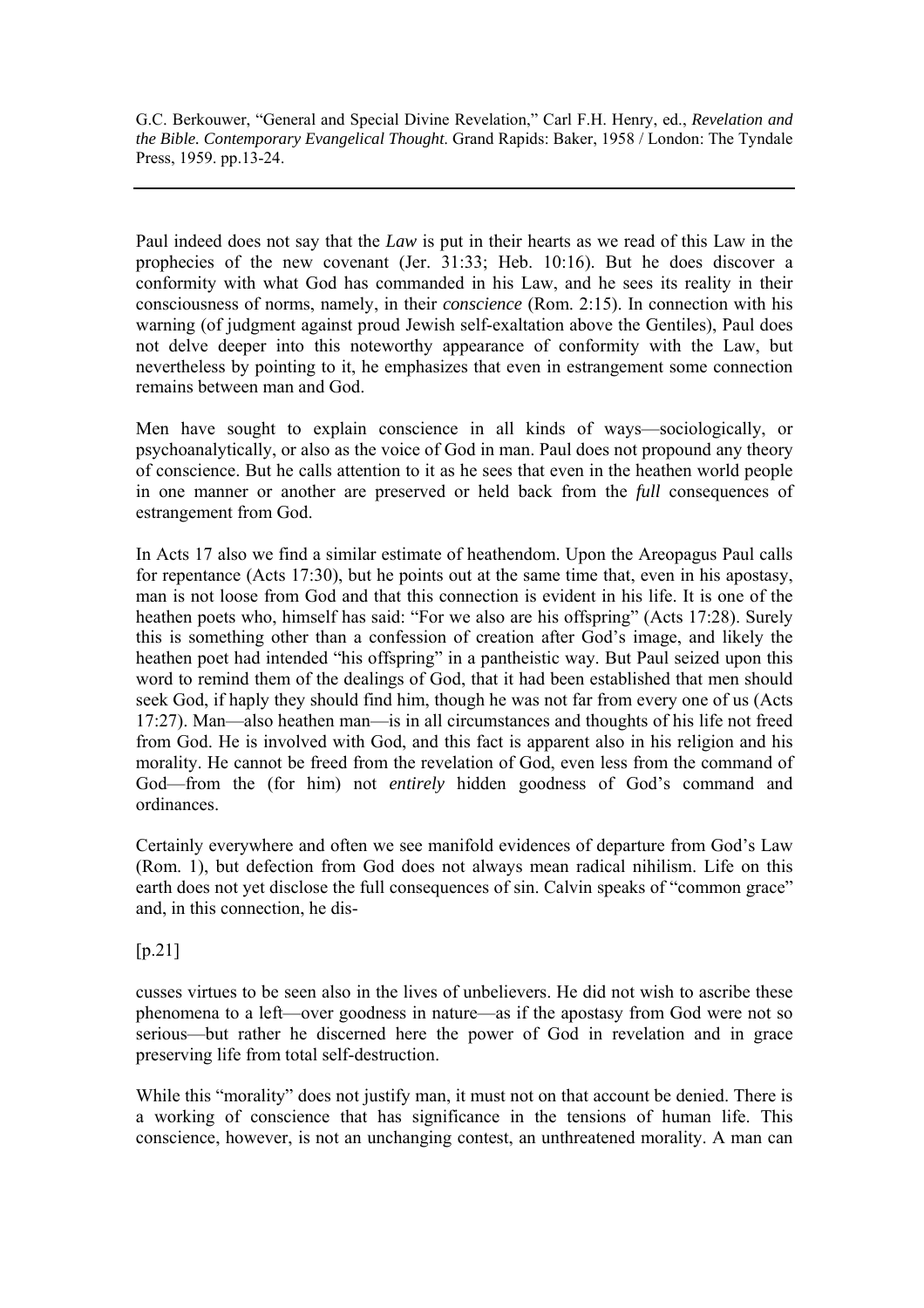Paul indeed does not say that the *Law* is put in their hearts as we read of this Law in the prophecies of the new covenant (Jer. 31:33; Heb. 10:16). But he does discover a conformity with what God has commanded in his Law, and he sees its reality in their consciousness of norms, namely, in their *conscience* (Rom. 2:15). In connection with his warning (of judgment against proud Jewish self-exaltation above the Gentiles), Paul does not delve deeper into this noteworthy appearance of conformity with the Law, but nevertheless by pointing to it, he emphasizes that even in estrangement some connection remains between man and God.

Men have sought to explain conscience in all kinds of ways—sociologically, or psychoanalytically, or also as the voice of God in man. Paul does not propound any theory of conscience. But he calls attention to it as he sees that even in the heathen world people in one manner or another are preserved or held back from the *full* consequences of estrangement from God.

In Acts 17 also we find a similar estimate of heathendom. Upon the Areopagus Paul calls for repentance (Acts 17:30), but he points out at the same time that, even in his apostasy, man is not loose from God and that this connection is evident in his life. It is one of the heathen poets who, himself has said: "For we also are his offspring" (Acts 17:28). Surely this is something other than a confession of creation after God's image, and likely the heathen poet had intended "his offspring" in a pantheistic way. But Paul seized upon this word to remind them of the dealings of God, that it had been established that men should seek God, if haply they should find him, though he was not far from every one of us (Acts 17:27). Man—also heathen man—is in all circumstances and thoughts of his life not freed from God. He is involved with God, and this fact is apparent also in his religion and his morality. He cannot be freed from the revelation of God, even less from the command of God—from the (for him) not *entirely* hidden goodness of God's command and ordinances.

Certainly everywhere and often we see manifold evidences of departure from God's Law (Rom. 1), but defection from God does not always mean radical nihilism. Life on this earth does not yet disclose the full consequences of sin. Calvin speaks of "common grace" and, in this connection, he dis-

[p.21]

cusses virtues to be seen also in the lives of unbelievers. He did not wish to ascribe these phenomena to a left—over goodness in nature—as if the apostasy from God were not so serious—but rather he discerned here the power of God in revelation and in grace preserving life from total self-destruction.

While this "morality" does not justify man, it must not on that account be denied. There is a working of conscience that has significance in the tensions of human life. This conscience, however, is not an unchanging contest, an unthreatened morality. A man can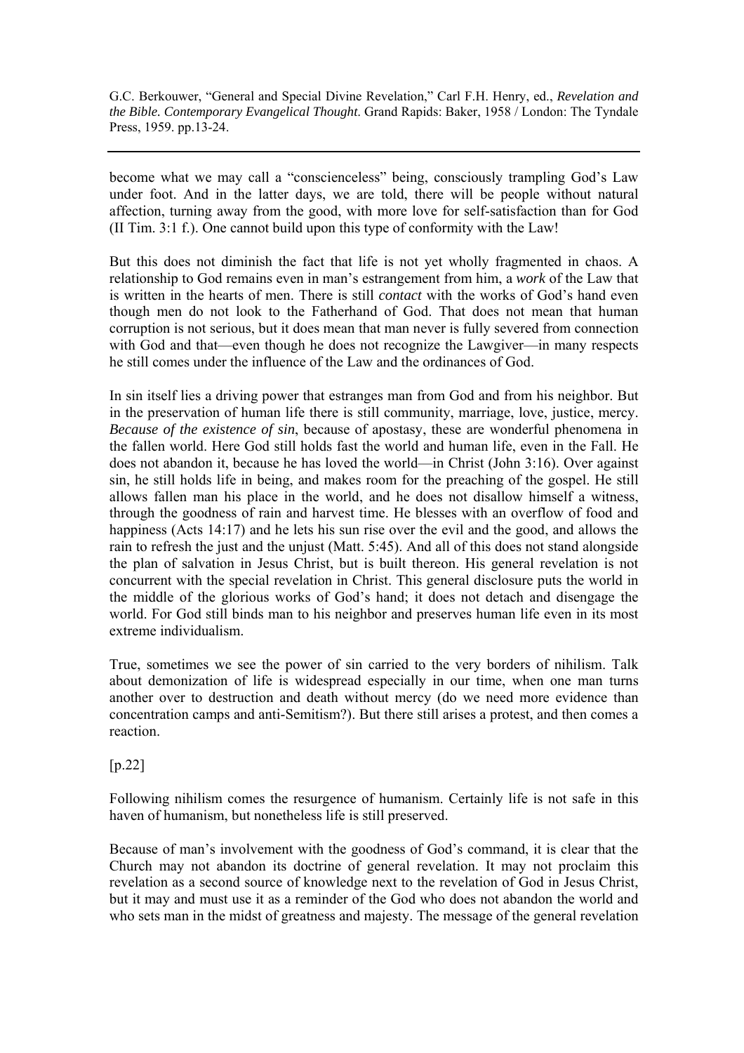become what we may call a "conscienceless" being, consciously trampling God's Law under foot. And in the latter days, we are told, there will be people without natural affection, turning away from the good, with more love for self-satisfaction than for God (II Tim. 3:1 f.). One cannot build upon this type of conformity with the Law!

But this does not diminish the fact that life is not yet wholly fragmented in chaos. A relationship to God remains even in man's estrangement from him, a *work* of the Law that is written in the hearts of men. There is still *contact* with the works of God's hand even though men do not look to the Fatherhand of God. That does not mean that human corruption is not serious, but it does mean that man never is fully severed from connection with God and that—even though he does not recognize the Lawgiver—in many respects he still comes under the influence of the Law and the ordinances of God.

In sin itself lies a driving power that estranges man from God and from his neighbor. But in the preservation of human life there is still community, marriage, love, justice, mercy. *Because of the existence of sin*, because of apostasy, these are wonderful phenomena in the fallen world. Here God still holds fast the world and human life, even in the Fall. He does not abandon it, because he has loved the world—in Christ (John 3:16). Over against sin, he still holds life in being, and makes room for the preaching of the gospel. He still allows fallen man his place in the world, and he does not disallow himself a witness, through the goodness of rain and harvest time. He blesses with an overflow of food and happiness (Acts 14:17) and he lets his sun rise over the evil and the good, and allows the rain to refresh the just and the unjust (Matt. 5:45). And all of this does not stand alongside the plan of salvation in Jesus Christ, but is built thereon. His general revelation is not concurrent with the special revelation in Christ. This general disclosure puts the world in the middle of the glorious works of God's hand; it does not detach and disengage the world. For God still binds man to his neighbor and preserves human life even in its most extreme individualism.

True, sometimes we see the power of sin carried to the very borders of nihilism. Talk about demonization of life is widespread especially in our time, when one man turns another over to destruction and death without mercy (do we need more evidence than concentration camps and anti-Semitism?). But there still arises a protest, and then comes a reaction.

[p.22]

Following nihilism comes the resurgence of humanism. Certainly life is not safe in this haven of humanism, but nonetheless life is still preserved.

Because of man's involvement with the goodness of God's command, it is clear that the Church may not abandon its doctrine of general revelation. It may not proclaim this revelation as a second source of knowledge next to the revelation of God in Jesus Christ, but it may and must use it as a reminder of the God who does not abandon the world and who sets man in the midst of greatness and majesty. The message of the general revelation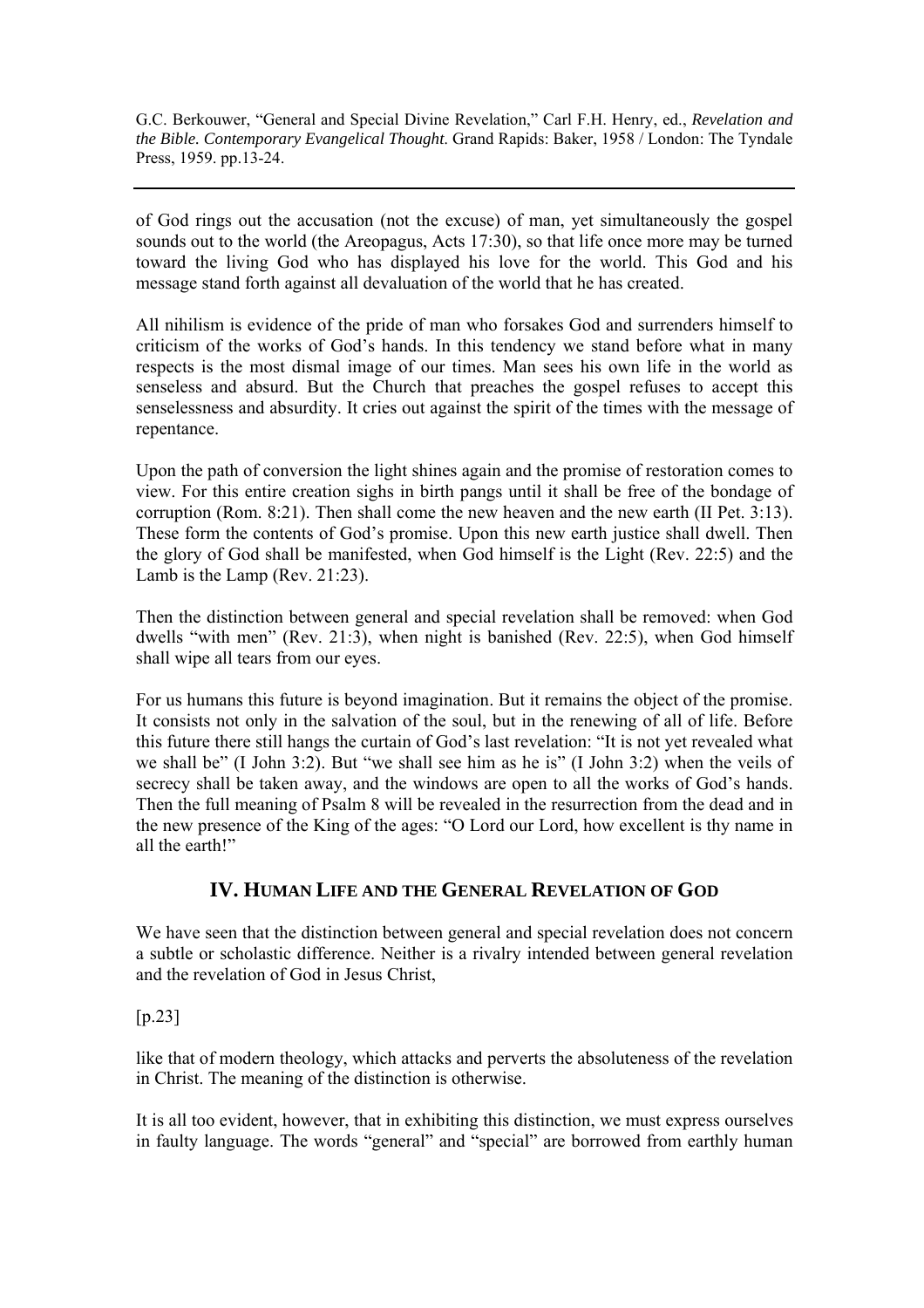of God rings out the accusation (not the excuse) of man, yet simultaneously the gospel sounds out to the world (the Areopagus, Acts 17:30), so that life once more may be turned toward the living God who has displayed his love for the world. This God and his message stand forth against all devaluation of the world that he has created.

All nihilism is evidence of the pride of man who forsakes God and surrenders himself to criticism of the works of God's hands. In this tendency we stand before what in many respects is the most dismal image of our times. Man sees his own life in the world as senseless and absurd. But the Church that preaches the gospel refuses to accept this senselessness and absurdity. It cries out against the spirit of the times with the message of repentance.

Upon the path of conversion the light shines again and the promise of restoration comes to view. For this entire creation sighs in birth pangs until it shall be free of the bondage of corruption (Rom. 8:21). Then shall come the new heaven and the new earth (II Pet. 3:13). These form the contents of God's promise. Upon this new earth justice shall dwell. Then the glory of God shall be manifested, when God himself is the Light (Rev. 22:5) and the Lamb is the Lamp (Rev. 21:23).

Then the distinction between general and special revelation shall be removed: when God dwells "with men" (Rev. 21:3), when night is banished (Rev. 22:5), when God himself shall wipe all tears from our eyes.

For us humans this future is beyond imagination. But it remains the object of the promise. It consists not only in the salvation of the soul, but in the renewing of all of life. Before this future there still hangs the curtain of God's last revelation: "It is not yet revealed what we shall be" (I John 3:2). But "we shall see him as he is" (I John 3:2) when the veils of secrecy shall be taken away, and the windows are open to all the works of God's hands. Then the full meaning of Psalm 8 will be revealed in the resurrection from the dead and in the new presence of the King of the ages: "O Lord our Lord, how excellent is thy name in all the earth!"

## IV. Human Life and the General Revelation of God

We have seen that the distinction between general and special revelation does not concern a subtle or scholastic difference. Neither is a rivalry intended between general revelation and the revelation of God in Jesus Christ,

[p.23]

like that of modern theology, which attacks and perverts the absoluteness of the revelation in Christ. The meaning of the distinction is otherwise.

It is all too evident, however, that in exhibiting this distinction, we must express ourselves in faulty language. The words "general" and "special" are borrowed from earthly human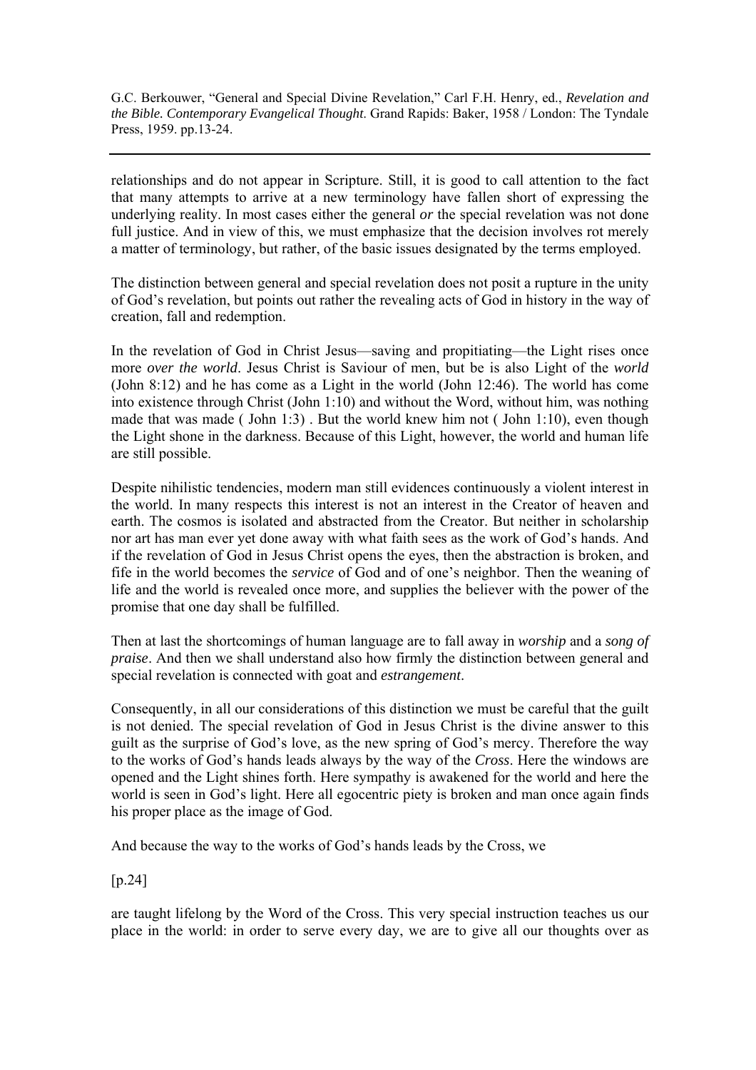relationships and do not appear in Scripture. Still, it is good to call attention to the fact that many attempts to arrive at a new terminology have fallen short of expressing the underlying reality. In most cases either the general *or* the special revelation was not done full justice. And in view of this, we must emphasize that the decision involves rot merely a matter of terminology, but rather, of the basic issues designated by the terms employed.

The distinction between general and special revelation does not posit a rupture in the unity of God's revelation, but points out rather the revealing acts of God in history in the way of creation, fall and redemption.

In the revelation of God in Christ Jesus—saving and propitiating—the Light rises once more *over the world*. Jesus Christ is Saviour of men, but be is also Light of the *world* (John 8:12) and he has come as a Light in the world (John 12:46). The world has come into existence through Christ (John 1:10) and without the Word, without him, was nothing made that was made ( John 1:3) . But the world knew him not ( John 1:10), even though the Light shone in the darkness. Because of this Light, however, the world and human life are still possible.

Despite nihilistic tendencies, modern man still evidences continuously a violent interest in the world. In many respects this interest is not an interest in the Creator of heaven and earth. The cosmos is isolated and abstracted from the Creator. But neither in scholarship nor art has man ever yet done away with what faith sees as the work of God's hands. And if the revelation of God in Jesus Christ opens the eyes, then the abstraction is broken, and fife in the world becomes the *service* of God and of one's neighbor. Then the weaning of life and the world is revealed once more, and supplies the believer with the power of the promise that one day shall be fulfilled.

Then at last the shortcomings of human language are to fall away in *worship* and a *song of praise*. And then we shall understand also how firmly the distinction between general and special revelation is connected with goat and *estrangement*.

Consequently, in all our considerations of this distinction we must be careful that the guilt is not denied. The special revelation of God in Jesus Christ is the divine answer to this guilt as the surprise of God's love, as the new spring of God's mercy. Therefore the way to the works of God's hands leads always by the way of the *Cross*. Here the windows are opened and the Light shines forth. Here sympathy is awakened for the world and here the world is seen in God's light. Here all egocentric piety is broken and man once again finds his proper place as the image of God.

And because the way to the works of God's hands leads by the Cross, we

[p.24]

are taught lifelong by the Word of the Cross. This very special instruction teaches us our place in the world: in order to serve every day, we are to give all our thoughts over as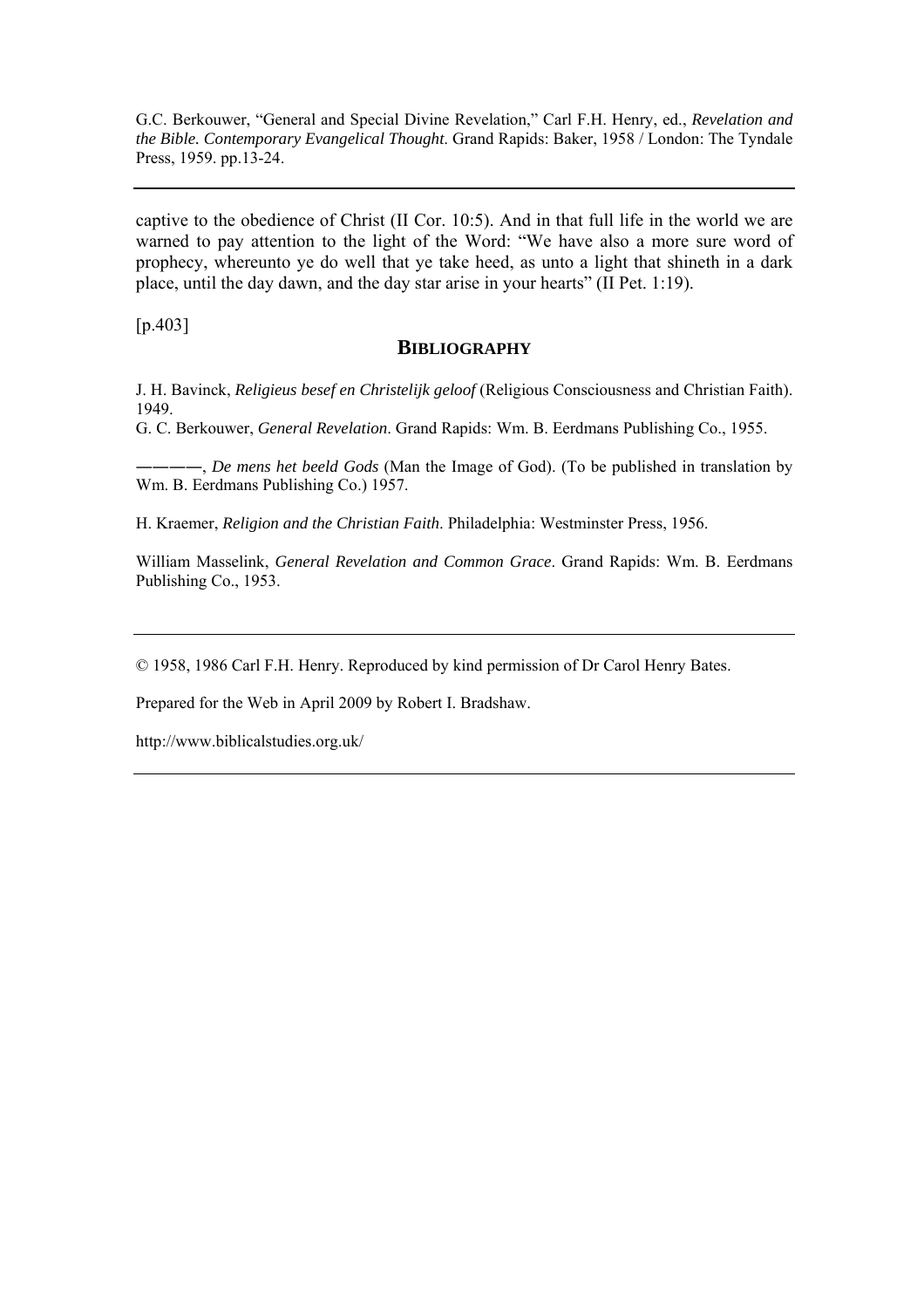captive to the obedience of Christ (II Cor. 10:5). And in that full life in the world we are warned to pay attention to the light of the Word: "We have also a more sure word of prophecy, whereunto ye do well that ye take heed, as unto a light that shineth in a dark place, until the day dawn, and the day star arise in your hearts" (II Pet. 1:19).

[p.403]

## BIBLIOGRAPHY

J. H. Bavinck, *Religieus besef en Christelijk geloof* (Religious Consciousness and Christian Faith). 1949.

G. C. Berkouwer, *General Revelation*. Grand Rapids: Wm. B. Eerdmans Publishing Co., 1955.

————, *De mens het beeld Gods* (Man the Image of God). (To be published in translation by Wm. B. Eerdmans Publishing Co.) 1957.

H. Kraemer, *Religion and the Christian Faith*. Philadelphia: Westminster Press, 1956.

William Masselink, *General Revelation and Common Grace*. Grand Rapids: Wm. B. Eerdmans Publishing Co., 1953.

---

© 1958, 1986 Carl F.H. Henry. Reproduced by kind permission of Dr Carol Henry Bates.

Prepared for the Web in April 2009 by Robert I. Bradshaw.

http://www.biblicalstudies.org.uk/